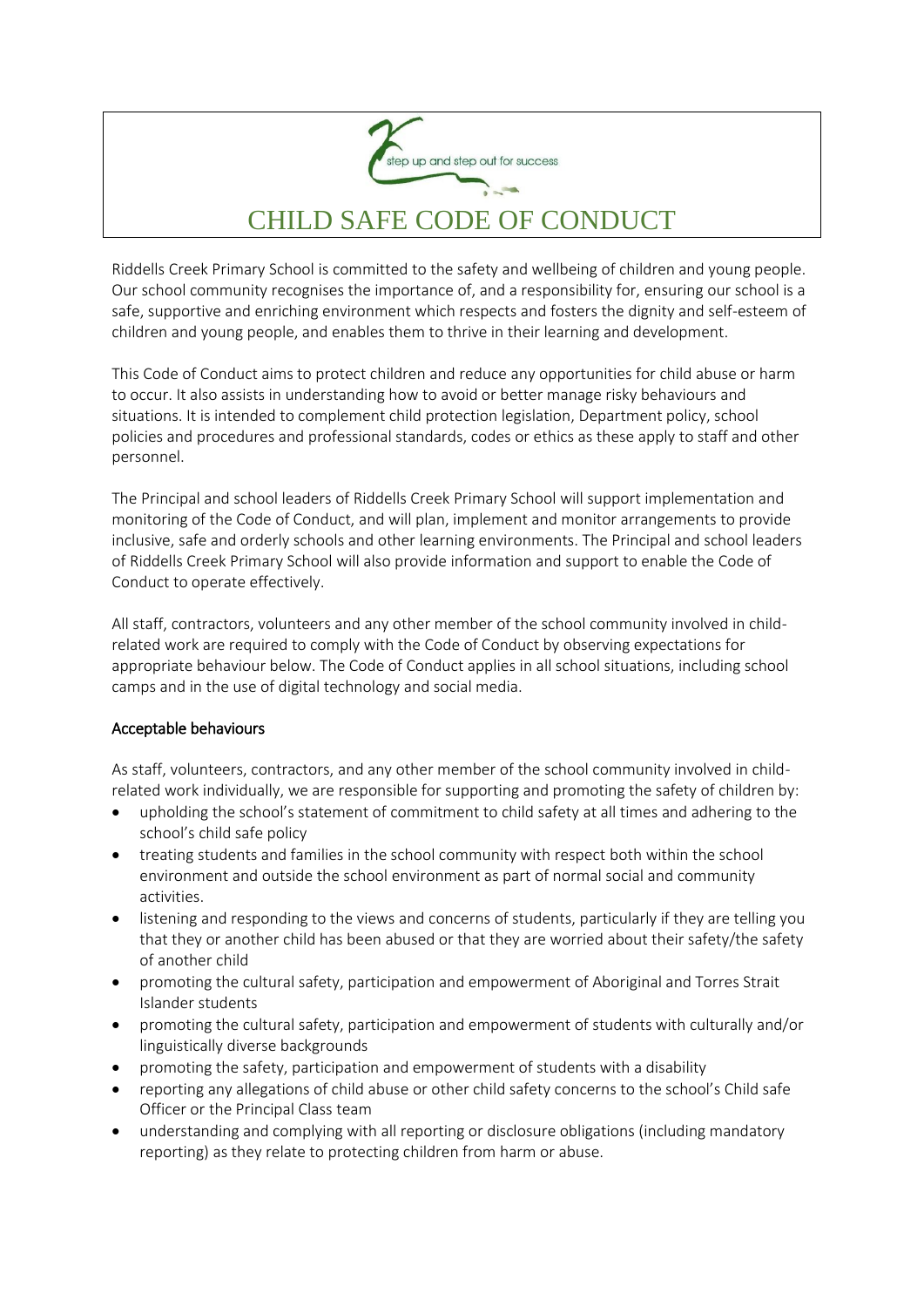step up and step out for success

# CHILD SAFE CODE OF CONDUCT

Riddells Creek Primary School is committed to the safety and wellbeing of children and young people. Our school community recognises the importance of, and a responsibility for, ensuring our school is a safe, supportive and enriching environment which respects and fosters the dignity and self-esteem of children and young people, and enables them to thrive in their learning and development.

This Code of Conduct aims to protect children and reduce any opportunities for child abuse or harm to occur. It also assists in understanding how to avoid or better manage risky behaviours and situations. It is intended to complement child protection legislation, Department policy, school policies and procedures and professional standards, codes or ethics as these apply to staff and other personnel.

The Principal and school leaders of Riddells Creek Primary School will support implementation and monitoring of the Code of Conduct, and will plan, implement and monitor arrangements to provide inclusive, safe and orderly schools and other learning environments. The Principal and school leaders of Riddells Creek Primary School will also provide information and support to enable the Code of Conduct to operate effectively.

All staff, contractors, volunteers and any other member of the school community involved in child-related work are required to comply with the Code of Conduct by observing expectations for appropriate behaviour below. The Code of Conduct applies in all school situations, including school camps and in the use of digital technology and social media.

## Acceptable behaviours

As staff, volunteers, contractors, and any other member of the school community involved in child-related work individually, we are responsible for supporting and promoting the safety of children by:

- upholding the school's statement of commitment to child safety at all times and adhering to the school's child safe policy
- treating students and families in the school community with respect both within the school environment and outside the school environment as part of normal social and community activities.
- listening and responding to the views and concerns of students, particularly if they are telling you that they or another child has been abused or that they are worried about their safety/the safety of another child
- promoting the cultural safety, participation and empowerment of Aboriginal and Torres Strait Islander students
- promoting the cultural safety, participation and empowerment of students with culturally and/or linguistically diverse backgrounds
- promoting the safety, participation and empowerment of students with a disability
- reporting any allegations of child abuse or other child safety concerns to the school's Child safe Officer or the Principal Class team
- understanding and complying with all reporting or disclosure obligations (including mandatory reporting) as they relate to protecting children from harm or abuse.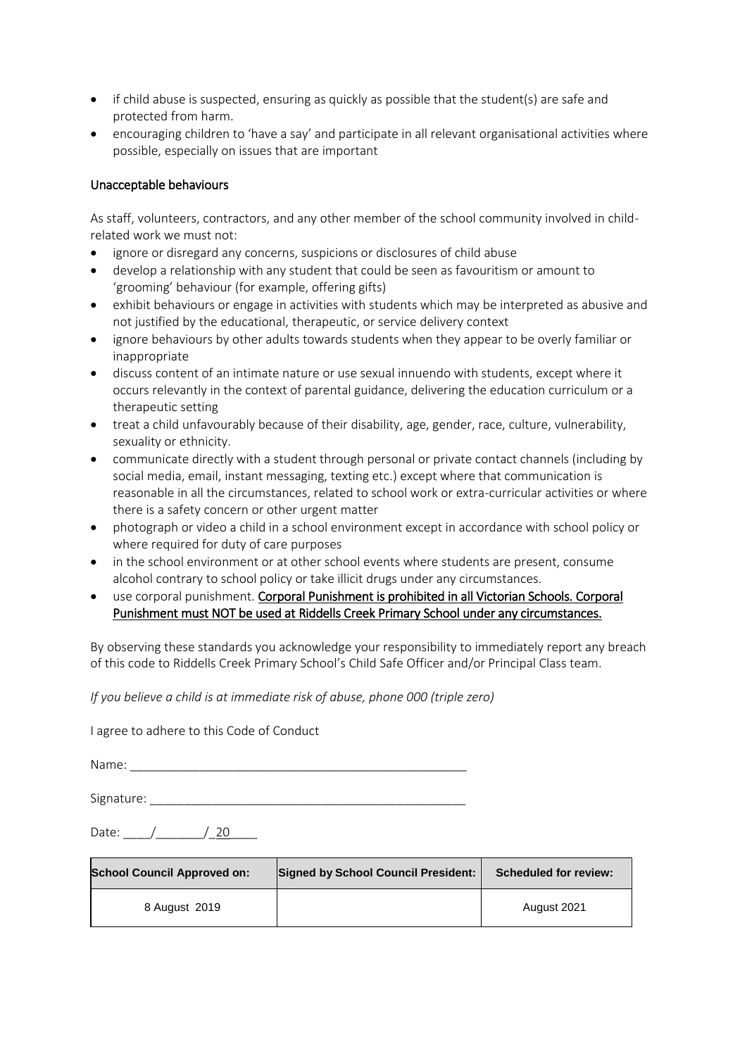- if child abuse is suspected, ensuring as quickly as possible that the student(s) are safe and protected from harm.
- encouraging children to 'have a say' and participate in all relevant organisational activities where possible, especially on issues that are important

### Unacceptable behaviours

As staff, volunteers, contractors, and any other member of the school community involved in child-related work we must not:

- ignore or disregard any concerns, suspicions or disclosures of child abuse
- develop a relationship with any student that could be seen as favouritism or amount to 'grooming' behaviour (for example, offering gifts)
- exhibit behaviours or engage in activities with students which may be interpreted as abusive and not justified by the educational, therapeutic, or service delivery context
- ignore behaviours by other adults towards students when they appear to be overly familiar or inappropriate
- discuss content of an intimate nature or use sexual innuendo with students, except where it occurs relevantly in the context of parental guidance, delivering the education curriculum or a therapeutic setting
- treat a child unfavourably because of their disability, age, gender, race, culture, vulnerability, sexuality or ethnicity.
- communicate directly with a student through personal or private contact channels (including by social media, email, instant messaging, texting etc.) except where that communication is reasonable in all the circumstances, related to school work or extra-curricular activities or where there is a safety concern or other urgent matter
- photograph or video a child in a school environment except in accordance with school policy or where required for duty of care purposes
- in the school environment or at other school events where students are present, consume alcohol contrary to school policy or take illicit drugs under any circumstances.
- use corporal punishment. Corporal Punishment is prohibited in all Victorian Schools. Corporal Punishment must NOT be used at Riddells Creek Primary School under any circumstances.

By observing these standards you acknowledge your responsibility to immediately report any breach of this code to Riddells Creek Primary School's Child Safe Officer and/or Principal Class team.

*If you believe a child is at immediate risk of abuse, phone 000 (triple zero)*

I agree to adhere to this Code of Conduct

Name: ___________________________________________________

Signature: _______________________________________________

Date: ____/_______/_20____

| School Council Approved on: | Signed by School Council President: | Scheduled for review: |
|---|---|---|
| 8 August 2019 | | August 2021 |